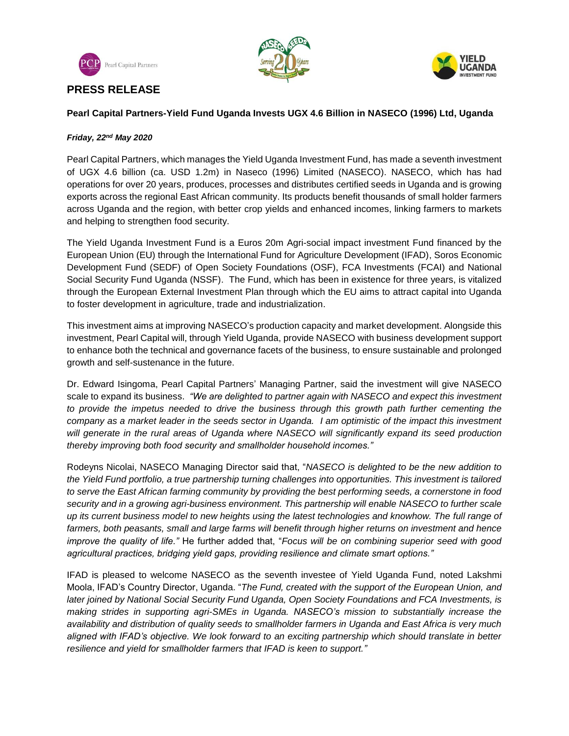# PRESS RELEASE

**Pearl Capital Partners-Yield Fund Uganda Invests UGX 4.6 Billion in NASECO (1996) Ltd, Uganda**

***Friday, 22nd May 2020***

Pearl Capital Partners, which manages the Yield Uganda Investment Fund, has made a seventh investment of UGX 4.6 billion (ca. USD 1.2m) in Naseco (1996) Limited (NASECO). NASECO, which has had operations for over 20 years, produces, processes and distributes certified seeds in Uganda and is growing exports across the regional East African community. Its products benefit thousands of small holder farmers across Uganda and the region, with better crop yields and enhanced incomes, linking farmers to markets and helping to strengthen food security.

The Yield Uganda Investment Fund is a Euros 20m Agri-social impact investment Fund financed by the European Union (EU) through the International Fund for Agriculture Development (IFAD), Soros Economic Development Fund (SEDF) of Open Society Foundations (OSF), FCA Investments (FCAI) and National Social Security Fund Uganda (NSSF). The Fund, which has been in existence for three years, is vitalized through the European External Investment Plan through which the EU aims to attract capital into Uganda to foster development in agriculture, trade and industrialization.

This investment aims at improving NASECO's production capacity and market development. Alongside this investment, Pearl Capital will, through Yield Uganda, provide NASECO with business development support to enhance both the technical and governance facets of the business, to ensure sustainable and prolonged growth and self-sustenance in the future.

Dr. Edward Isingoma, Pearl Capital Partners' Managing Partner, said the investment will give NASECO scale to expand its business. *"We are delighted to partner again with NASECO and expect this investment to provide the impetus needed to drive the business through this growth path further cementing the company as a market leader in the seeds sector in Uganda. I am optimistic of the impact this investment will generate in the rural areas of Uganda where NASECO will significantly expand its seed production thereby improving both food security and smallholder household incomes."*

Rodeyns Nicolai, NASECO Managing Director said that, "*NASECO is delighted to be the new addition to the Yield Fund portfolio, a true partnership turning challenges into opportunities. This investment is tailored to serve the East African farming community by providing the best performing seeds, a cornerstone in food security and in a growing agri-business environment. This partnership will enable NASECO to further scale up its current business model to new heights using the latest technologies and knowhow. The full range of farmers, both peasants, small and large farms will benefit through higher returns on investment and hence improve the quality of life."* He further added that, "*Focus will be on combining superior seed with good agricultural practices, bridging yield gaps, providing resilience and climate smart options."*

IFAD is pleased to welcome NASECO as the seventh investee of Yield Uganda Fund, noted Lakshmi Moola, IFAD's Country Director, Uganda. "*The Fund, created with the support of the European Union, and later joined by National Social Security Fund Uganda, Open Society Foundations and FCA Investments, is making strides in supporting agri-SMEs in Uganda. NASECO's mission to substantially increase the availability and distribution of quality seeds to smallholder farmers in Uganda and East Africa is very much aligned with IFAD's objective. We look forward to an exciting partnership which should translate in better resilience and yield for smallholder farmers that IFAD is keen to support."*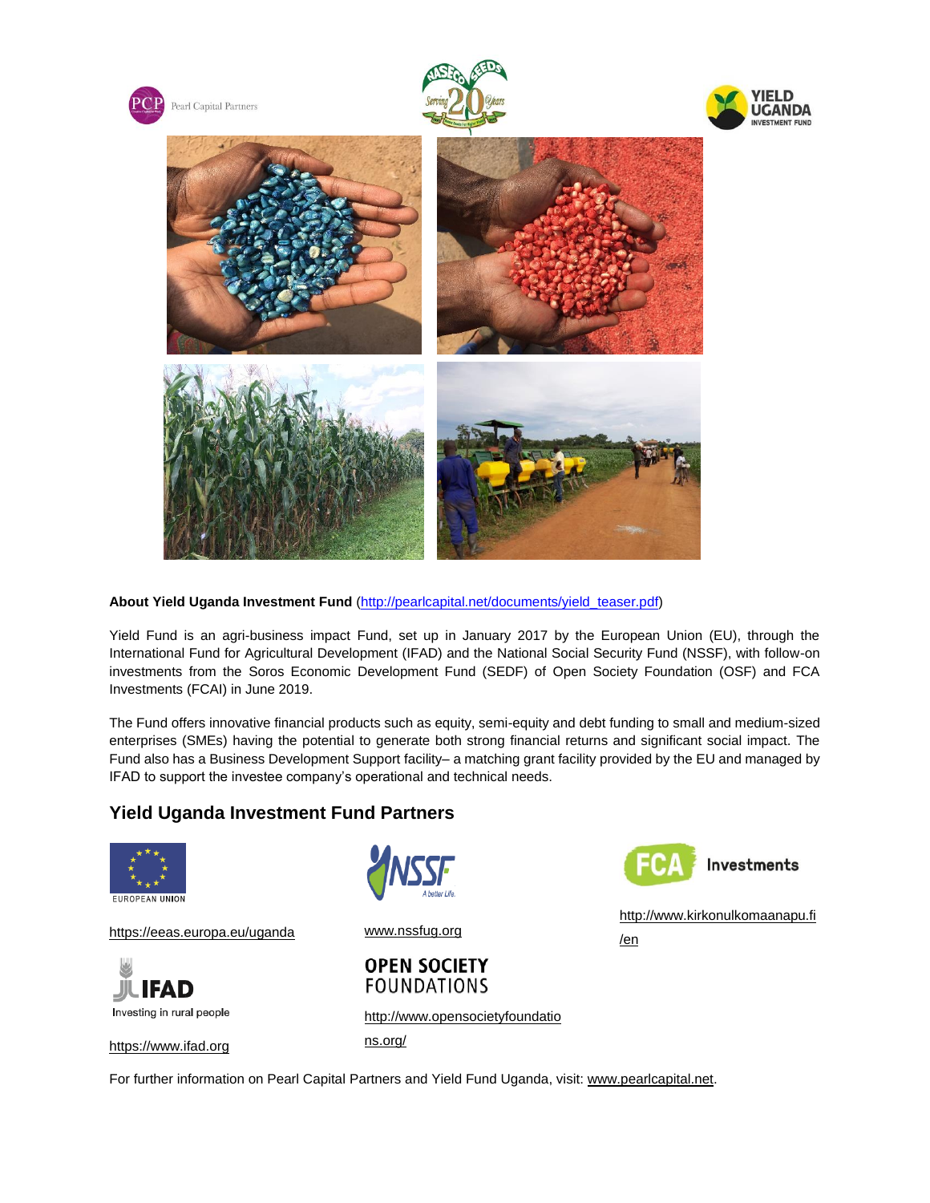**About Yield Uganda Investment Fund** (http://pearlcapital.net/documents/yield_teaser.pdf)

Yield Fund is an agri-business impact Fund, set up in January 2017 by the European Union (EU), through the International Fund for Agricultural Development (IFAD) and the National Social Security Fund (NSSF), with follow-on investments from the Soros Economic Development Fund (SEDF) of Open Society Foundation (OSF) and FCA Investments (FCAI) in June 2019.

The Fund offers innovative financial products such as equity, semi-equity and debt funding to small and medium-sized enterprises (SMEs) having the potential to generate both strong financial returns and significant social impact. The Fund also has a Business Development Support facility– a matching grant facility provided by the EU and managed by IFAD to support the investee company's operational and technical needs.

## Yield Uganda Investment Fund Partners

https://eeas.europa.eu/uganda

https://www.ifad.org

www.nssfug.org

http://www.opensocietyfoundations.org/

http://www.kirkonulkomaanapu.fi/en

For further information on Pearl Capital Partners and Yield Fund Uganda, visit: www.pearlcapital.net.